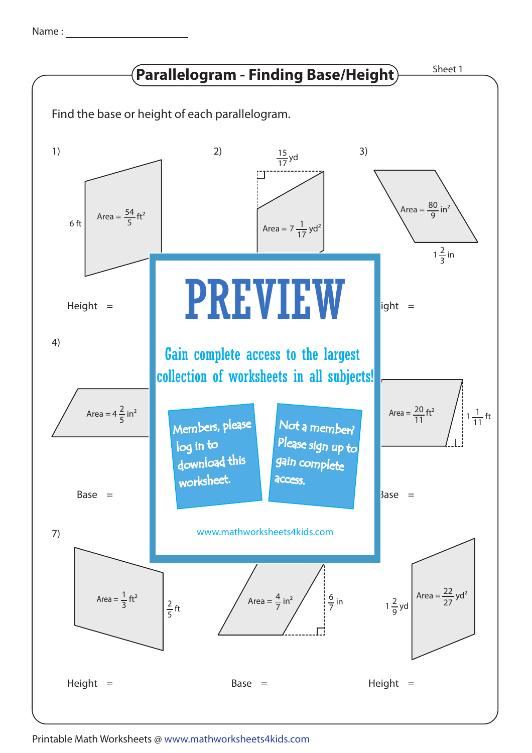Name : ____________________

# Parallelogram - Finding Base/Height

Sheet 1

Find the base or height of each parallelogram.

1) 6 ft, Area = $\frac{54}{5}$ ft$^2$

Height =

2) $\frac{15}{17}$ yd, Area = $7\frac{1}{17}$ yd$^2$

3) Area = $\frac{80}{9}$ in$^2$, $1\frac{2}{3}$ in

ight =

4) Area = $4\frac{2}{5}$ in$^2$

Base =

Area = $\frac{20}{11}$ ft$^2$, $1\frac{1}{11}$ ft

ase =

PREVIEW

Gain complete access to the largest collection of worksheets in all subjects!

Members, please log in to download this worksheet.

Not a member? Please sign up to gain complete access.

www.mathworksheets4kids.com

7) Area = $\frac{1}{3}$ ft$^2$, $\frac{2}{5}$ ft

Height =

Area = $\frac{4}{7}$ in$^2$, $\frac{6}{7}$ in

Base =

$1\frac{2}{9}$ yd, Area = $\frac{22}{27}$ yd$^2$

Height =

Printable Math Worksheets @ www.mathworksheets4kids.com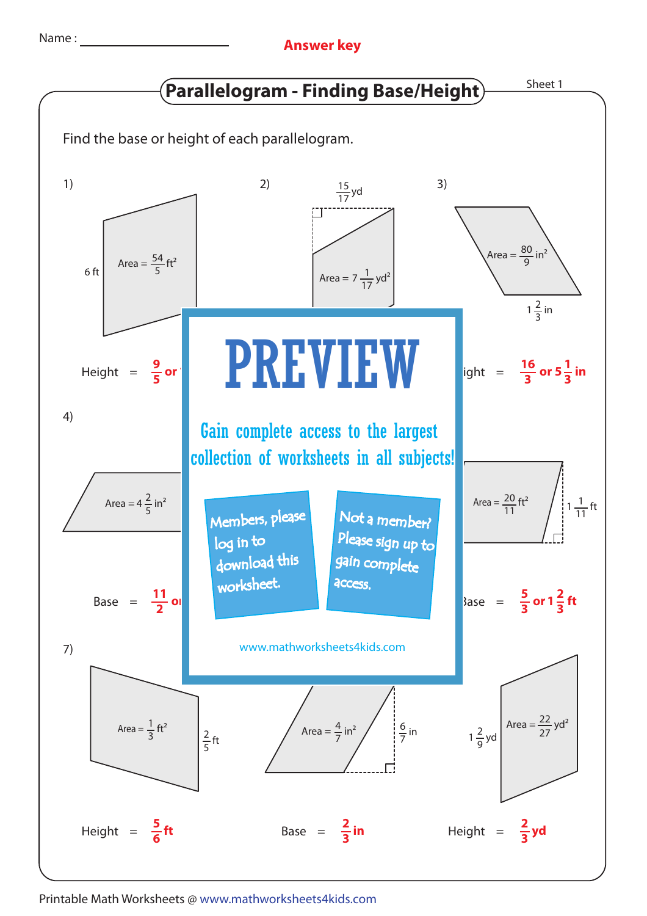Name :

**Answer key**

# Parallelogram - Finding Base/Height

Sheet 1

Find the base or height of each parallelogram.

1)

6 ft

Area = $\frac{54}{5}$ ft²

Height = $\frac{9}{5}$ or

2)

$\frac{15}{17}$ yd

Area = $7\frac{1}{17}$ yd²

3)

Area = $\frac{80}{9}$ in²

$1\frac{2}{3}$ in

Height = $\frac{16}{3}$ or $5\frac{1}{3}$ in

PREVIEW

Gain complete access to the largest collection of worksheets in all subjects!

Members, please log in to download this worksheet.

Not a member? Please sign up to gain complete access.

www.mathworksheets4kids.com

4)

Area = $4\frac{2}{5}$ in²

Base = $\frac{11}{2}$ or

Area = $\frac{20}{11}$ ft²

$1\frac{1}{11}$ ft

Base = $\frac{5}{3}$ or $1\frac{2}{3}$ ft

7)

Area = $\frac{1}{3}$ ft²

$\frac{2}{5}$ ft

Height = $\frac{5}{6}$ ft

Area = $\frac{4}{7}$ in²

$\frac{6}{7}$ in

Base = $\frac{2}{3}$ in

$1\frac{2}{9}$ yd

Area = $\frac{22}{27}$ yd²

Height = $\frac{2}{3}$ yd

Printable Math Worksheets @ www.mathworksheets4kids.com